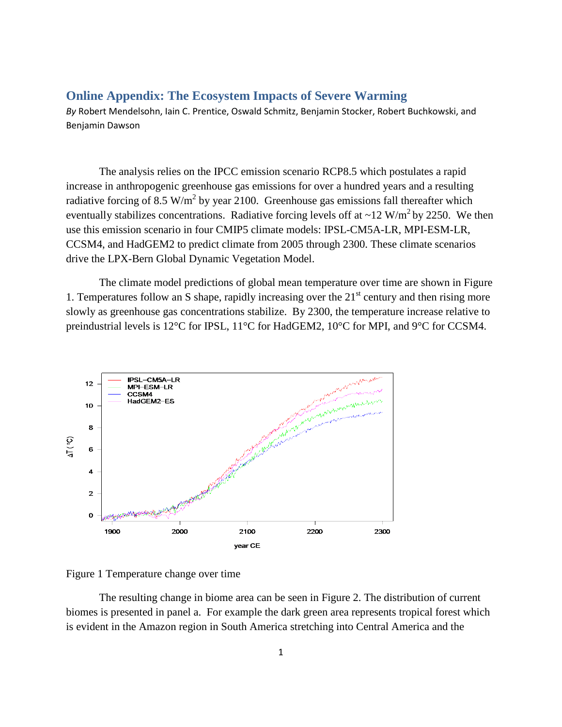# Online Appendix: The Ecosystem Impacts of Severe Warming

*By* Robert Mendelsohn, Iain C. Prentice, Oswald Schmitz, Benjamin Stocker, Robert Buchkowski, and Benjamin Dawson

The analysis relies on the IPCC emission scenario RCP8.5 which postulates a rapid increase in anthropogenic greenhouse gas emissions for over a hundred years and a resulting radiative forcing of 8.5 $W/m^2$ by year 2100. Greenhouse gas emissions fall thereafter which eventually stabilizes concentrations. Radiative forcing levels off at ~12 $W/m^2$ by 2250. We then use this emission scenario in four CMIP5 climate models: IPSL-CM5A-LR, MPI-ESM-LR, CCSM4, and HadGEM2 to predict climate from 2005 through 2300. These climate scenarios drive the LPX-Bern Global Dynamic Vegetation Model.

The climate model predictions of global mean temperature over time are shown in Figure 1. Temperatures follow an S shape, rapidly increasing over the 21st century and then rising more slowly as greenhouse gas concentrations stabilize. By 2300, the temperature increase relative to preindustrial levels is 12°C for IPSL, 11°C for HadGEM2, 10°C for MPI, and 9°C for CCSM4.

Figure 1 Temperature change over time

The resulting change in biome area can be seen in Figure 2. The distribution of current biomes is presented in panel a. For example the dark green area represents tropical forest which is evident in the Amazon region in South America stretching into Central America and the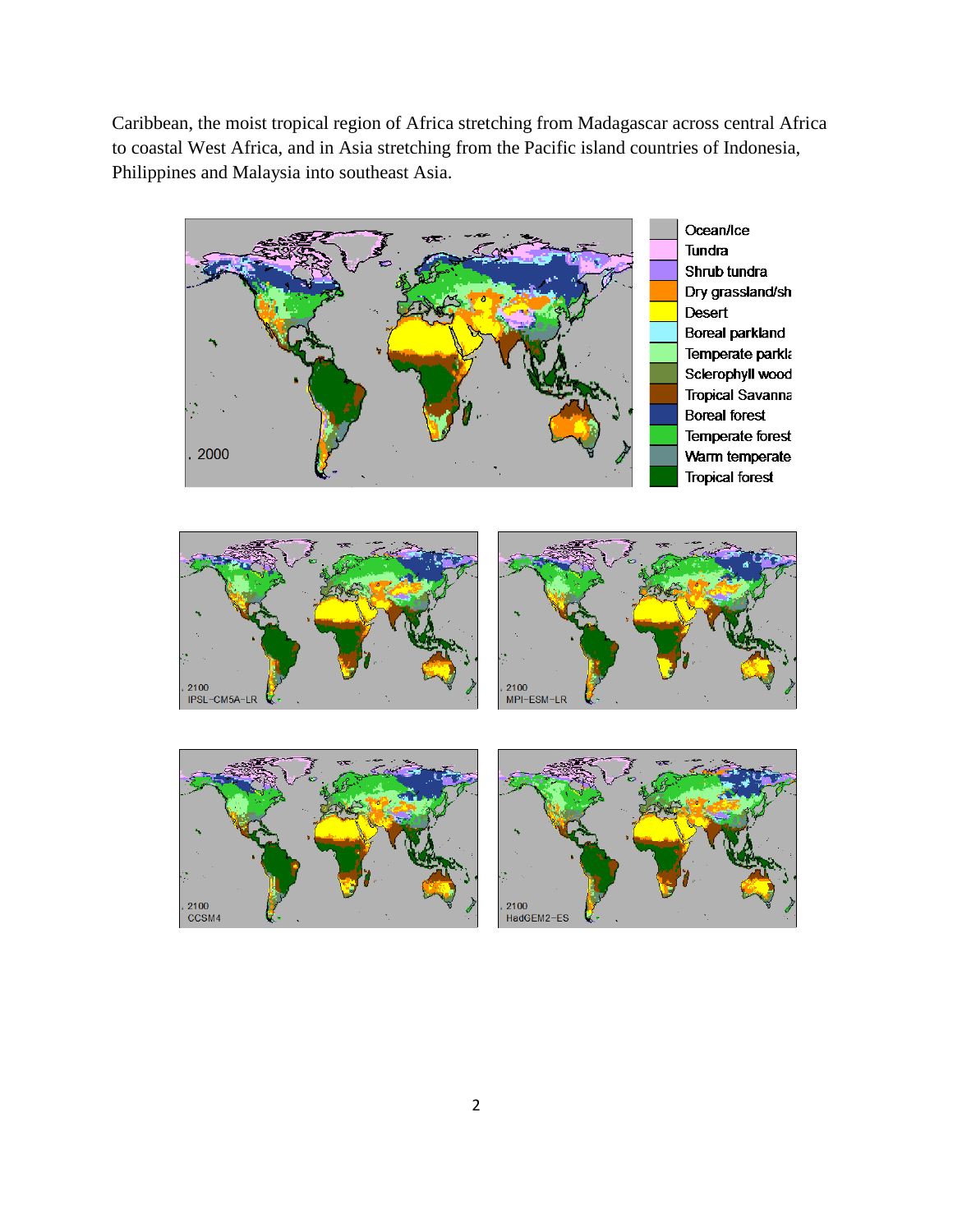Caribbean, the moist tropical region of Africa stretching from Madagascar across central Africa to coastal West Africa, and in Asia stretching from the Pacific island countries of Indonesia, Philippines and Malaysia into southeast Asia.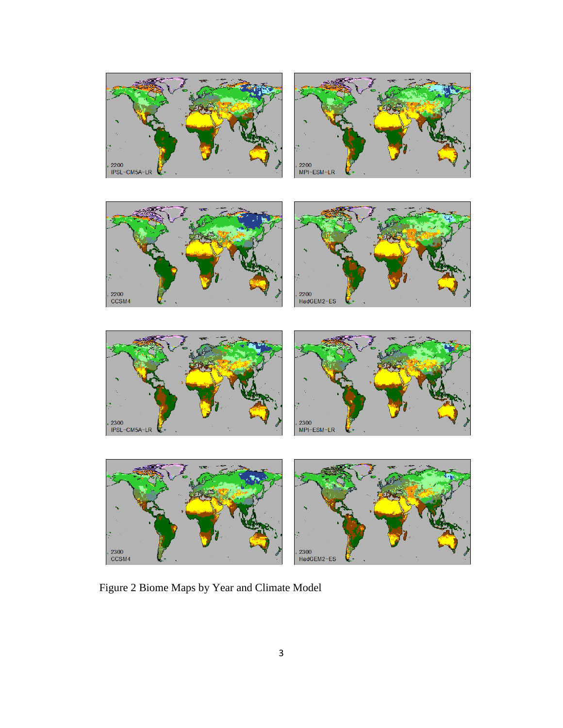Figure 2 Biome Maps by Year and Climate Model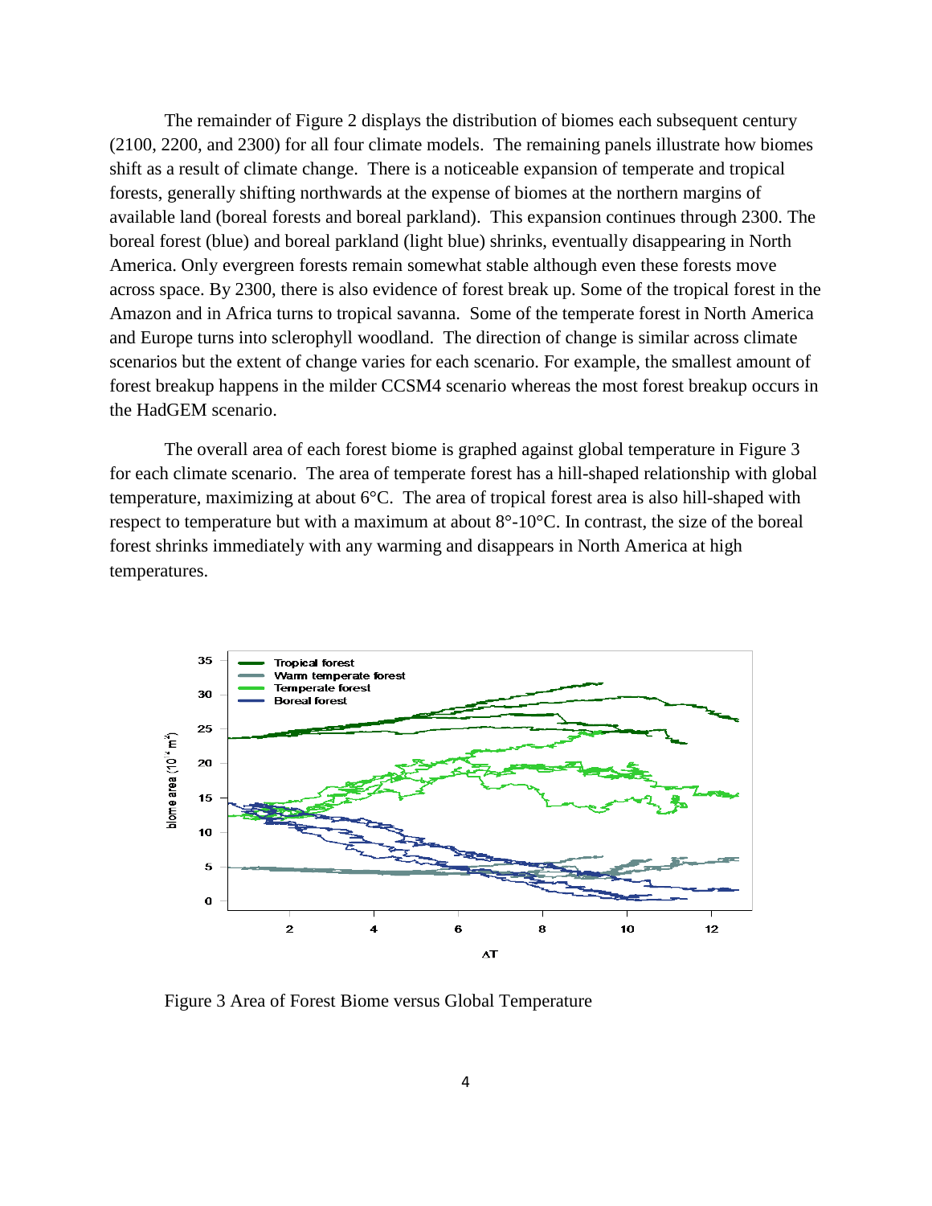The remainder of Figure 2 displays the distribution of biomes each subsequent century (2100, 2200, and 2300) for all four climate models. The remaining panels illustrate how biomes shift as a result of climate change. There is a noticeable expansion of temperate and tropical forests, generally shifting northwards at the expense of biomes at the northern margins of available land (boreal forests and boreal parkland). This expansion continues through 2300. The boreal forest (blue) and boreal parkland (light blue) shrinks, eventually disappearing in North America. Only evergreen forests remain somewhat stable although even these forests move across space. By 2300, there is also evidence of forest break up. Some of the tropical forest in the Amazon and in Africa turns to tropical savanna. Some of the temperate forest in North America and Europe turns into sclerophyll woodland. The direction of change is similar across climate scenarios but the extent of change varies for each scenario. For example, the smallest amount of forest breakup happens in the milder CCSM4 scenario whereas the most forest breakup occurs in the HadGEM scenario.

The overall area of each forest biome is graphed against global temperature in Figure 3 for each climate scenario. The area of temperate forest has a hill-shaped relationship with global temperature, maximizing at about 6°C. The area of tropical forest area is also hill-shaped with respect to temperature but with a maximum at about 8°-10°C. In contrast, the size of the boreal forest shrinks immediately with any warming and disappears in North America at high temperatures.

Figure 3 Area of Forest Biome versus Global Temperature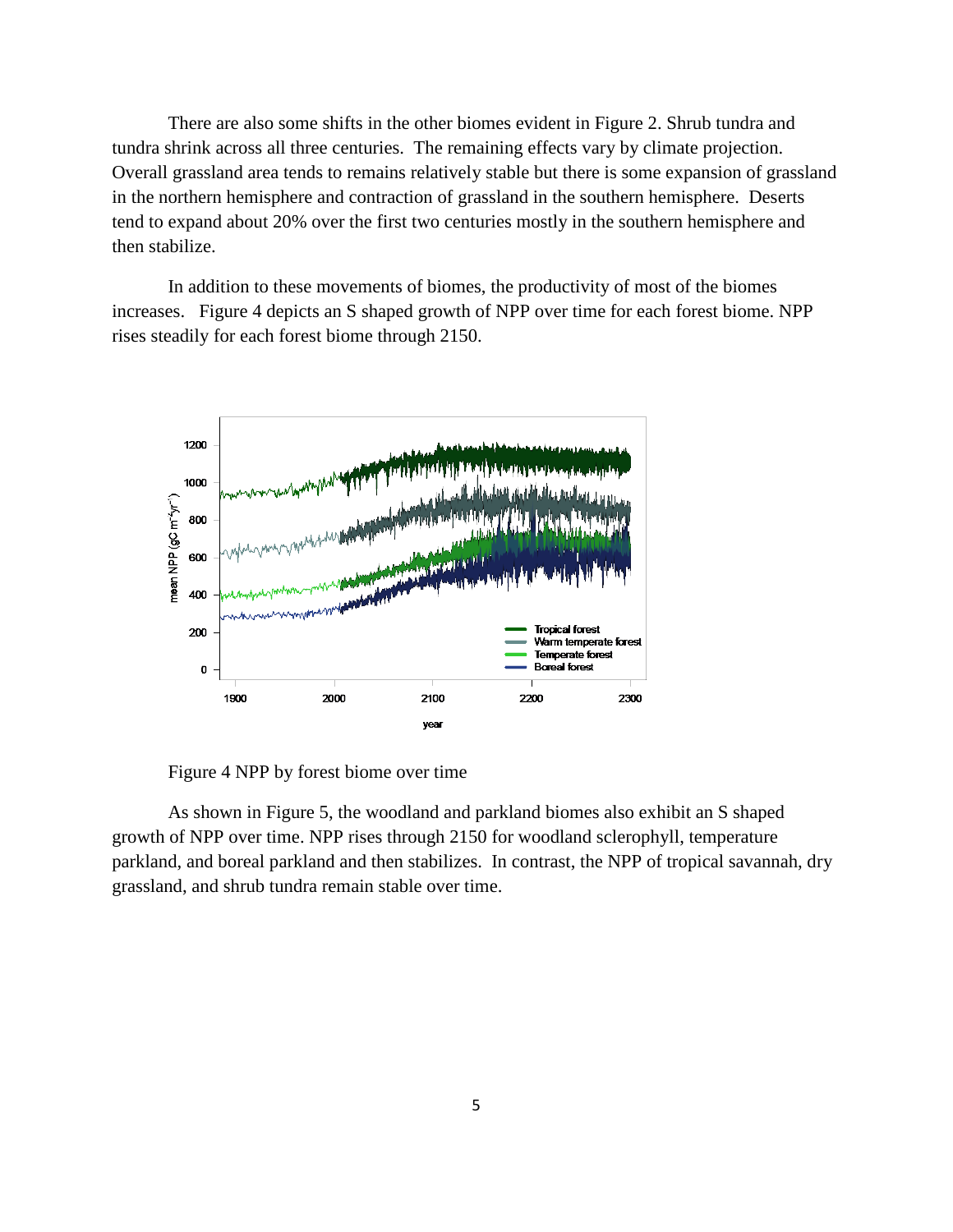There are also some shifts in the other biomes evident in Figure 2. Shrub tundra and tundra shrink across all three centuries. The remaining effects vary by climate projection. Overall grassland area tends to remains relatively stable but there is some expansion of grassland in the northern hemisphere and contraction of grassland in the southern hemisphere. Deserts tend to expand about 20% over the first two centuries mostly in the southern hemisphere and then stabilize.

In addition to these movements of biomes, the productivity of most of the biomes increases. Figure 4 depicts an S shaped growth of NPP over time for each forest biome. NPP rises steadily for each forest biome through 2150.

Figure 4 NPP by forest biome over time

As shown in Figure 5, the woodland and parkland biomes also exhibit an S shaped growth of NPP over time. NPP rises through 2150 for woodland sclerophyll, temperature parkland, and boreal parkland and then stabilizes. In contrast, the NPP of tropical savannah, dry grassland, and shrub tundra remain stable over time.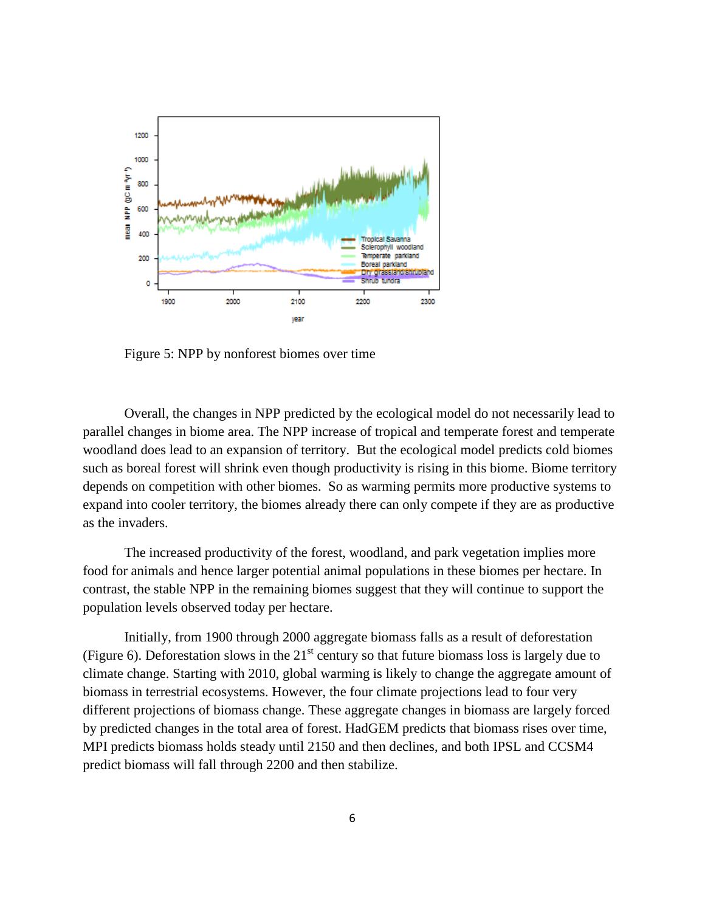Figure 5: NPP by nonforest biomes over time

Overall, the changes in NPP predicted by the ecological model do not necessarily lead to parallel changes in biome area. The NPP increase of tropical and temperate forest and temperate woodland does lead to an expansion of territory. But the ecological model predicts cold biomes such as boreal forest will shrink even though productivity is rising in this biome. Biome territory depends on competition with other biomes. So as warming permits more productive systems to expand into cooler territory, the biomes already there can only compete if they are as productive as the invaders.

The increased productivity of the forest, woodland, and park vegetation implies more food for animals and hence larger potential animal populations in these biomes per hectare. In contrast, the stable NPP in the remaining biomes suggest that they will continue to support the population levels observed today per hectare.

Initially, from 1900 through 2000 aggregate biomass falls as a result of deforestation (Figure 6). Deforestation slows in the 21st century so that future biomass loss is largely due to climate change. Starting with 2010, global warming is likely to change the aggregate amount of biomass in terrestrial ecosystems. However, the four climate projections lead to four very different projections of biomass change. These aggregate changes in biomass are largely forced by predicted changes in the total area of forest. HadGEM predicts that biomass rises over time, MPI predicts biomass holds steady until 2150 and then declines, and both IPSL and CCSM4 predict biomass will fall through 2200 and then stabilize.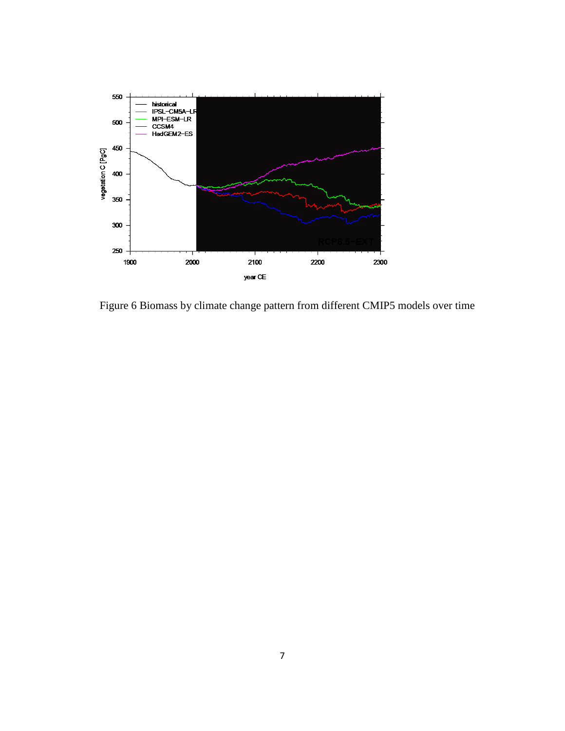550
500
450
400
350
300
250

vegetation C [PgC]

1900
2000
2100
2200
2300

year CE

historical
IPSL−CM5A−LR
MPI−ESM−LR
CCSM4
HadGEM2−ES

RCP8.5−EXT

Figure 6 Biomass by climate change pattern from different CMIP5 models over time